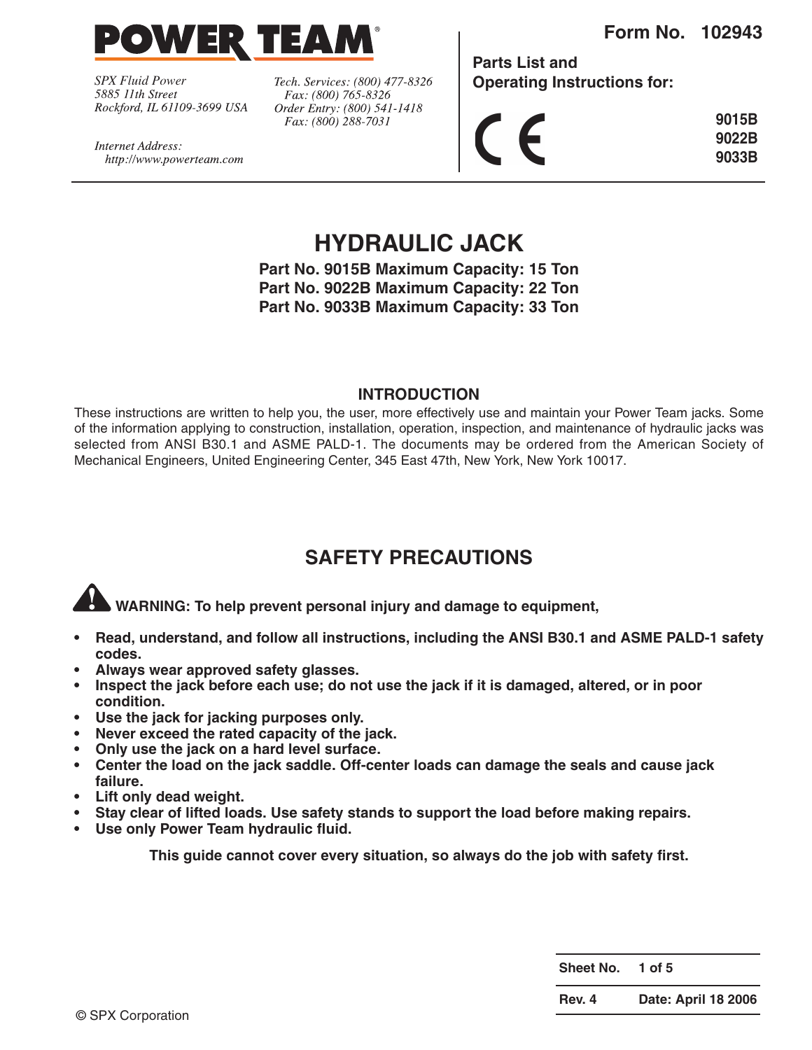# POWER TEAM®

*SPX Fluid Power*
*5885 11th Street*
*Rockford, IL 61109-3699 USA*

*Tech. Services: (800) 477-8326*
*Fax: (800) 765-8326*
*Order Entry: (800) 541-1418*
*Fax: (800) 288-7031*

*Internet Address:*
*http://www.powerteam.com*

**Form No. 102943**

**Parts List and**
**Operating Instructions for:**

CE

**9015B**
**9022B**
**9033B**

# HYDRAULIC JACK

**Part No. 9015B Maximum Capacity: 15 Ton**
**Part No. 9022B Maximum Capacity: 22 Ton**
**Part No. 9033B Maximum Capacity: 33 Ton**

## INTRODUCTION

These instructions are written to help you, the user, more effectively use and maintain your Power Team jacks. Some of the information applying to construction, installation, operation, inspection, and maintenance of hydraulic jacks was selected from ANSI B30.1 and ASME PALD-1. The documents may be ordered from the American Society of Mechanical Engineers, United Engineering Center, 345 East 47th, New York, New York 10017.

## SAFETY PRECAUTIONS

**WARNING: To help prevent personal injury and damage to equipment,**

- **Read, understand, and follow all instructions, including the ANSI B30.1 and ASME PALD-1 safety codes.**
- **Always wear approved safety glasses.**
- **Inspect the jack before each use; do not use the jack if it is damaged, altered, or in poor condition.**
- **Use the jack for jacking purposes only.**
- **Never exceed the rated capacity of the jack.**
- **Only use the jack on a hard level surface.**
- **Center the load on the jack saddle. Off-center loads can damage the seals and cause jack failure.**
- **Lift only dead weight.**
- **Stay clear of lifted loads. Use safety stands to support the load before making repairs.**
- **Use only Power Team hydraulic fluid.**

**This guide cannot cover every situation, so always do the job with safety first.**

| Sheet No. | 1 of 5 |
|---|---|
| Rev. 4 | Date: April 18 2006 |

© SPX Corporation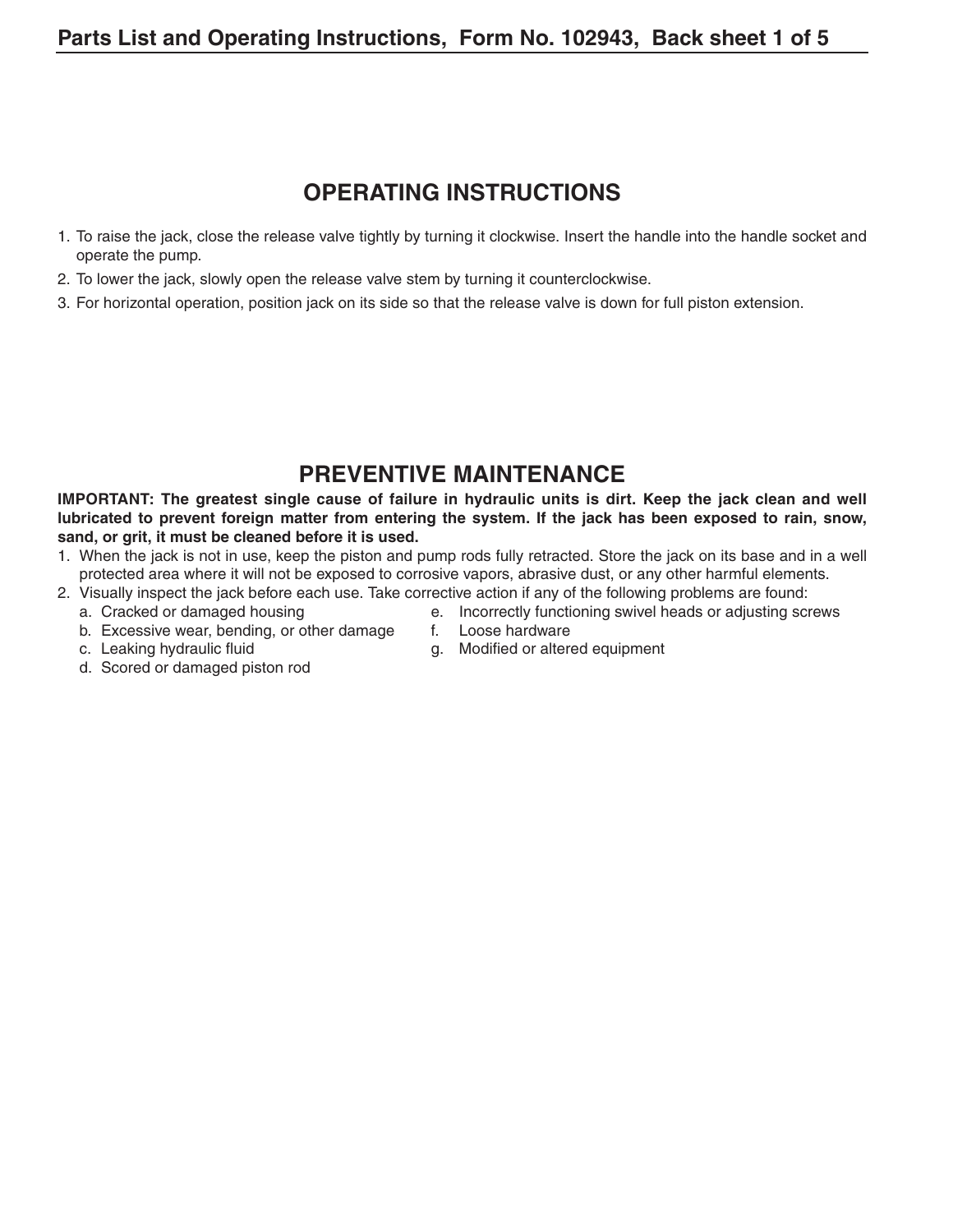## OPERATING INSTRUCTIONS

1. To raise the jack, close the release valve tightly by turning it clockwise. Insert the handle into the handle socket and operate the pump.
2. To lower the jack, slowly open the release valve stem by turning it counterclockwise.
3. For horizontal operation, position jack on its side so that the release valve is down for full piston extension.

## PREVENTIVE MAINTENANCE

**IMPORTANT: The greatest single cause of failure in hydraulic units is dirt. Keep the jack clean and well lubricated to prevent foreign matter from entering the system. If the jack has been exposed to rain, snow, sand, or grit, it must be cleaned before it is used.**

1. When the jack is not in use, keep the piston and pump rods fully retracted. Store the jack on its base and in a well protected area where it will not be exposed to corrosive vapors, abrasive dust, or any other harmful elements.
2. Visually inspect the jack before each use. Take corrective action if any of the following problems are found:
   a. Cracked or damaged housing
   b. Excessive wear, bending, or other damage
   c. Leaking hydraulic fluid
   d. Scored or damaged piston rod
   e. Incorrectly functioning swivel heads or adjusting screws
   f. Loose hardware
   g. Modified or altered equipment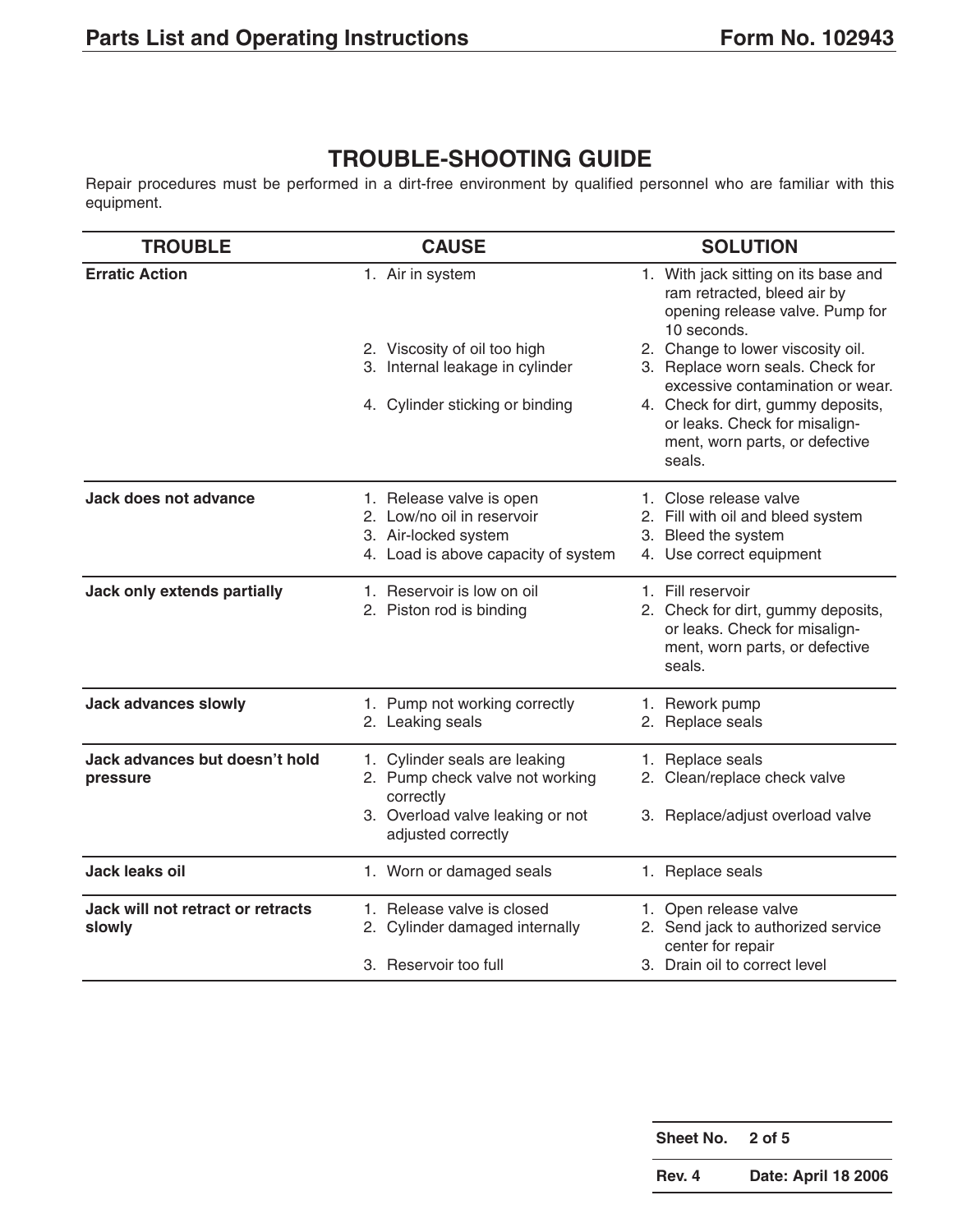## TROUBLE-SHOOTING GUIDE

Repair procedures must be performed in a dirt-free environment by qualified personnel who are familiar with this equipment.

| TROUBLE | CAUSE | SOLUTION |
|---|---|---|
| **Erratic Action** | 1. Air in system | 1. With jack sitting on its base and ram retracted, bleed air by opening release valve. Pump for 10 seconds. |
| | 2. Viscosity of oil too high | 2. Change to lower viscosity oil. |
| | 3. Internal leakage in cylinder | 3. Replace worn seals. Check for excessive contamination or wear. |
| | 4. Cylinder sticking or binding | 4. Check for dirt, gummy deposits, or leaks. Check for misalignment, worn parts, or defective seals. |
| **Jack does not advance** | 1. Release valve is open | 1. Close release valve |
| | 2. Low/no oil in reservoir | 2. Fill with oil and bleed system |
| | 3. Air-locked system | 3. Bleed the system |
| | 4. Load is above capacity of system | 4. Use correct equipment |
| **Jack only extends partially** | 1. Reservoir is low on oil | 1. Fill reservoir |
| | 2. Piston rod is binding | 2. Check for dirt, gummy deposits, or leaks. Check for misalignment, worn parts, or defective seals. |
| **Jack advances slowly** | 1. Pump not working correctly | 1. Rework pump |
| | 2. Leaking seals | 2. Replace seals |
| **Jack advances but doesn't hold pressure** | 1. Cylinder seals are leaking | 1. Replace seals |
| | 2. Pump check valve not working correctly | 2. Clean/replace check valve |
| | 3. Overload valve leaking or not adjusted correctly | 3. Replace/adjust overload valve |
| **Jack leaks oil** | 1. Worn or damaged seals | 1. Replace seals |
| **Jack will not retract or retracts slowly** | 1. Release valve is closed | 1. Open release valve |
| | 2. Cylinder damaged internally | 2. Send jack to authorized service center for repair |
| | 3. Reservoir too full | 3. Drain oil to correct level |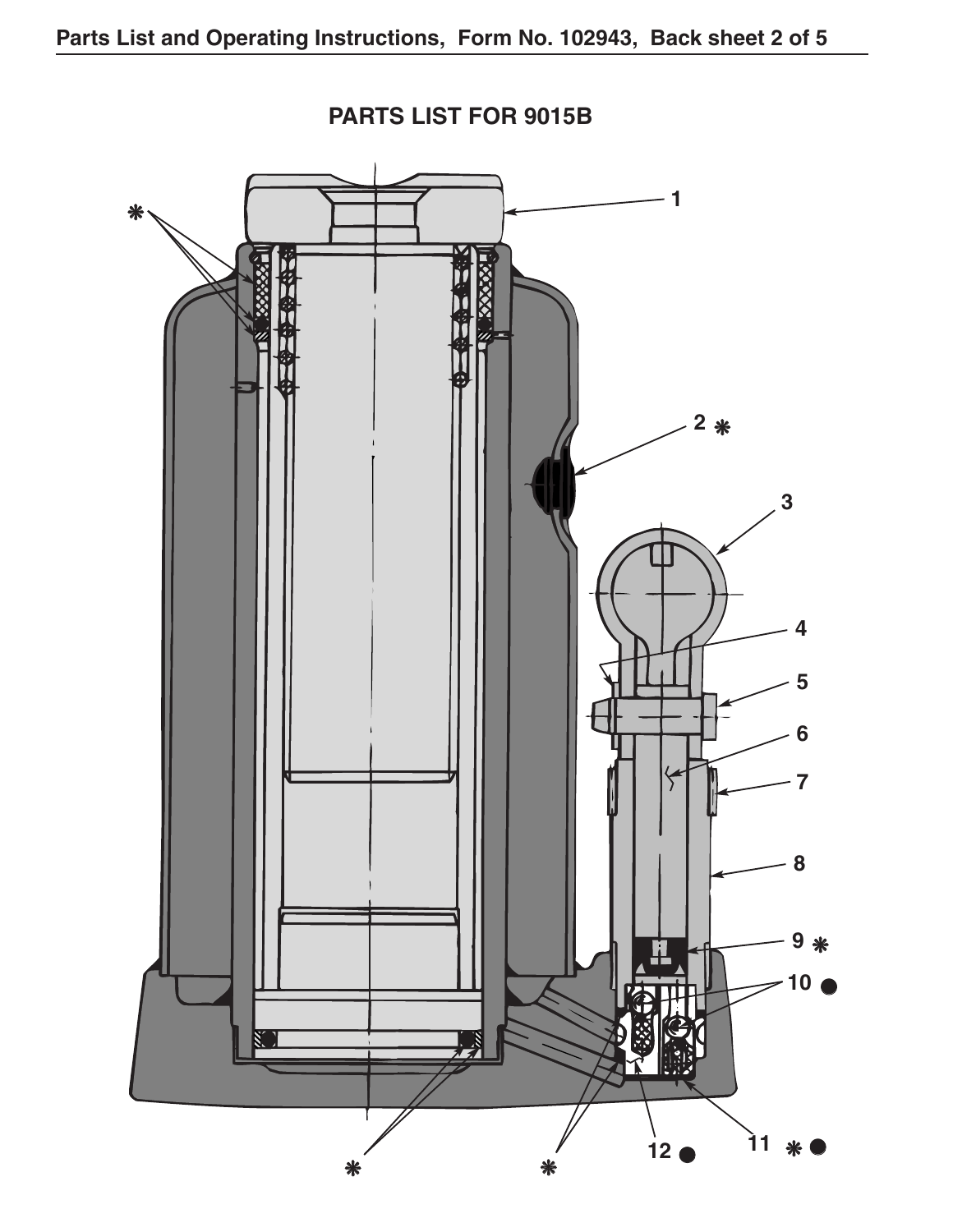## PARTS LIST FOR 9015B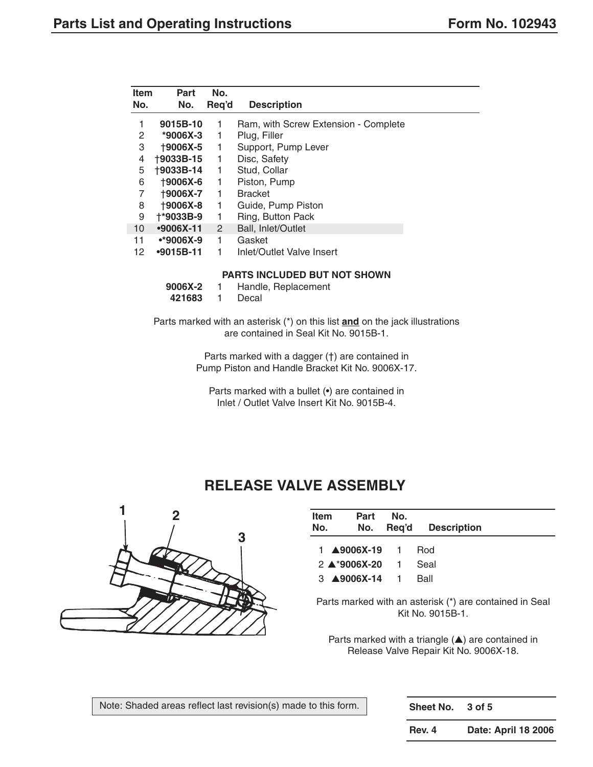| Item No. | Part No. | No. Req'd | Description |
|---|---|---|---|
| 1 | **9015B-10** | 1 | Ram, with Screw Extension - Complete |
| 2 | ***9006X-3** | 1 | Plug, Filler |
| 3 | **†9006X-5** | 1 | Support, Pump Lever |
| 4 | **†9033B-15** | 1 | Disc, Safety |
| 5 | **†9033B-14** | 1 | Stud, Collar |
| 6 | **†9006X-6** | 1 | Piston, Pump |
| 7 | **†9006X-7** | 1 | Bracket |
| 8 | **†9006X-8** | 1 | Guide, Pump Piston |
| 9 | **†*9033B-9** | 1 | Ring, Button Pack |
| 10 | **•9006X-11** | 2 | Ball, Inlet/Outlet |
| 11 | **•*9006X-9** | 1 | Gasket |
| 12 | **•9015B-11** | 1 | Inlet/Outlet Valve Insert |
| | | | **PARTS INCLUDED BUT NOT SHOWN** |
| | **9006X-2** | 1 | Handle, Replacement |
| | **421683** | 1 | Decal |

Parts marked with an asterisk (*) on this list **and** on the jack illustrations are contained in Seal Kit No. 9015B-1.

Parts marked with a dagger (†) are contained in Pump Piston and Handle Bracket Kit No. 9006X-17.

Parts marked with a bullet (•) are contained in Inlet / Outlet Valve Insert Kit No. 9015B-4.

## RELEASE VALVE ASSEMBLY

| Item No. | Part No. | No. Req'd | Description |
|---|---|---|---|
| 1 | **▲9006X-19** | 1 | Rod |
| 2 | **▲*9006X-20** | 1 | Seal |
| 3 | **▲9006X-14** | 1 | Ball |

Parts marked with an asterisk (*) are contained in Seal Kit No. 9015B-1.

Parts marked with a triangle (▲) are contained in Release Valve Repair Kit No. 9006X-18.

Note: Shaded areas reflect last revision(s) made to this form.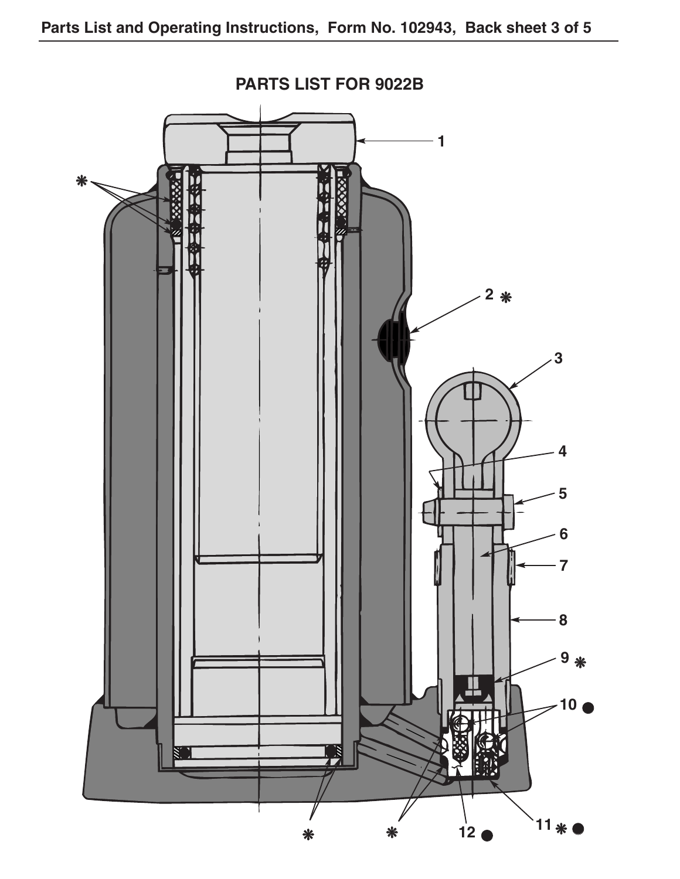## PARTS LIST FOR 9022B

1

2 ❋

3

4

5

6

7

8

9 ❋

10 ●

11 ❋ ●

12 ●

❋

❋

❋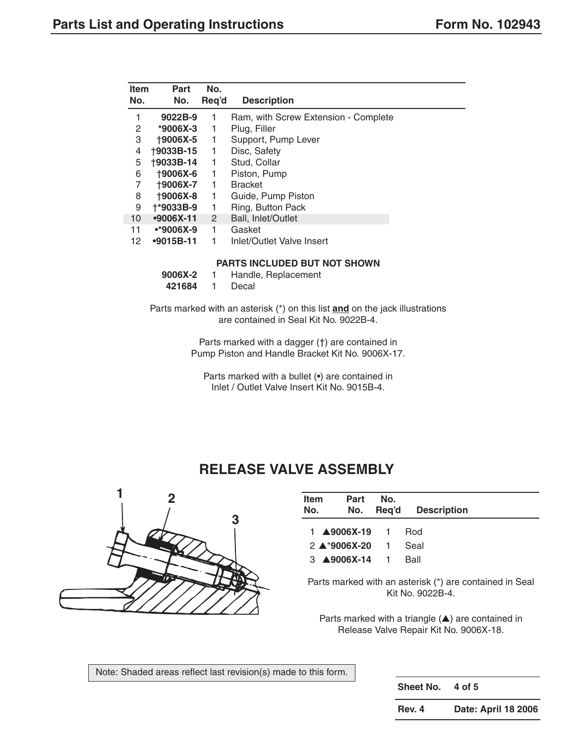| Item No. | Part No. | No. Req'd | Description |
|---|---|---|---|
| 1 | 9022B-9 | 1 | Ram, with Screw Extension - Complete |
| 2 | *9006X-3 | 1 | Plug, Filler |
| 3 | †9006X-5 | 1 | Support, Pump Lever |
| 4 | †9033B-15 | 1 | Disc, Safety |
| 5 | †9033B-14 | 1 | Stud, Collar |
| 6 | †9006X-6 | 1 | Piston, Pump |
| 7 | †9006X-7 | 1 | Bracket |
| 8 | †9006X-8 | 1 | Guide, Pump Piston |
| 9 | †*9033B-9 | 1 | Ring, Button Pack |
| 10 | •9006X-11 | 2 | Ball, Inlet/Outlet |
| 11 | •*9006X-9 | 1 | Gasket |
| 12 | •9015B-11 | 1 | Inlet/Outlet Valve Insert |
| | | | **PARTS INCLUDED BUT NOT SHOWN** |
| | 9006X-2 | 1 | Handle, Replacement |
| | 421684 | 1 | Decal |

Parts marked with an asterisk (*) on this list **and** on the jack illustrations are contained in Seal Kit No. 9022B-4.

Parts marked with a dagger (†) are contained in Pump Piston and Handle Bracket Kit No. 9006X-17.

Parts marked with a bullet (•) are contained in Inlet / Outlet Valve Insert Kit No. 9015B-4.

## RELEASE VALVE ASSEMBLY

| Item No. | Part No. | No. Req'd | Description |
|---|---|---|---|
| 1 | ▲9006X-19 | 1 | Rod |
| 2 | ▲*9006X-20 | 1 | Seal |
| 3 | ▲9006X-14 | 1 | Ball |

Parts marked with an asterisk (*) are contained in Seal Kit No. 9022B-4.

Parts marked with a triangle (▲) are contained in Release Valve Repair Kit No. 9006X-18.

Note: Shaded areas reflect last revision(s) made to this form.

| Sheet No. | 4 of 5 |
|---|---|
| Rev. 4 | Date: April 18 2006 |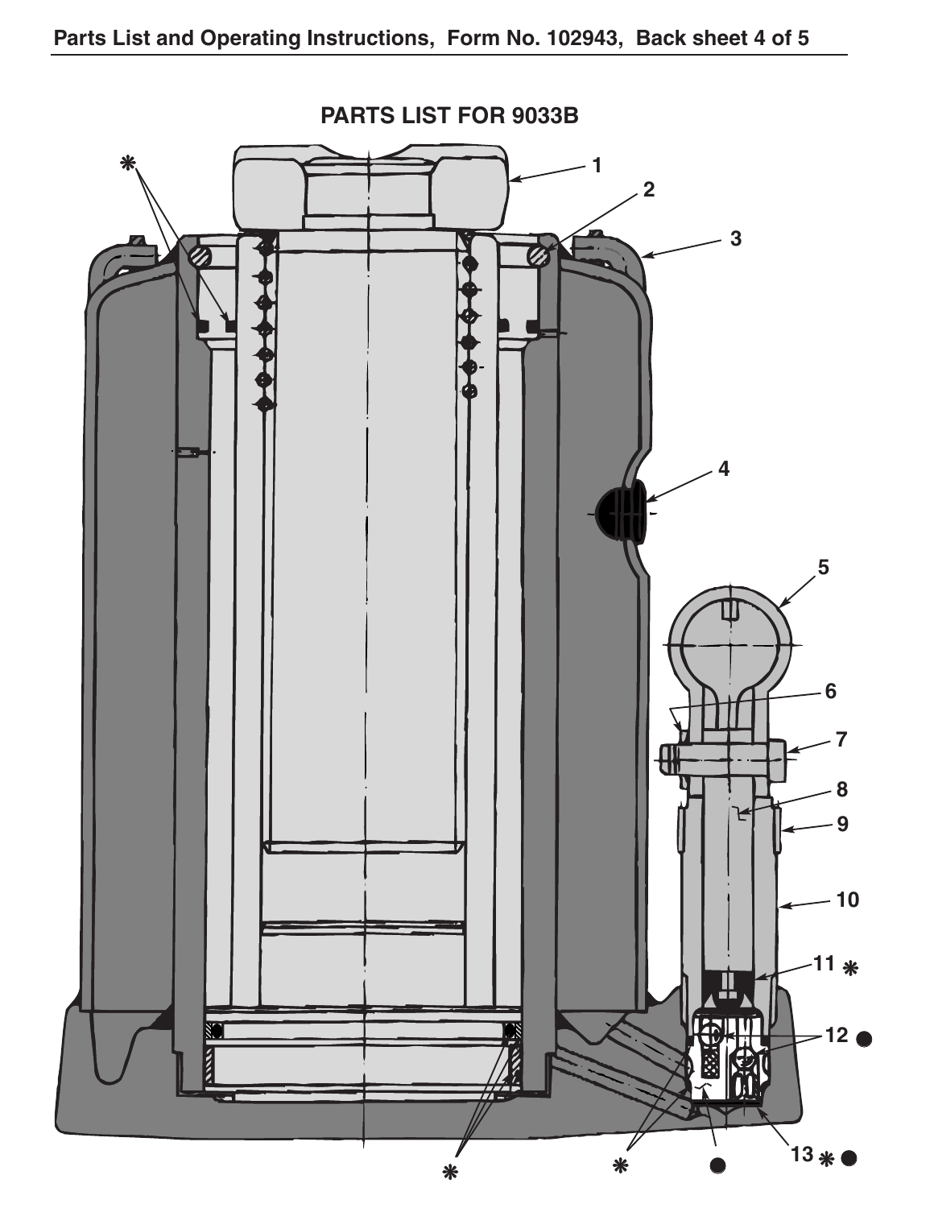## PARTS LIST FOR 9033B

1
2
3
4
5
6
7
8
9
10
11 *
12 ●
13 * ●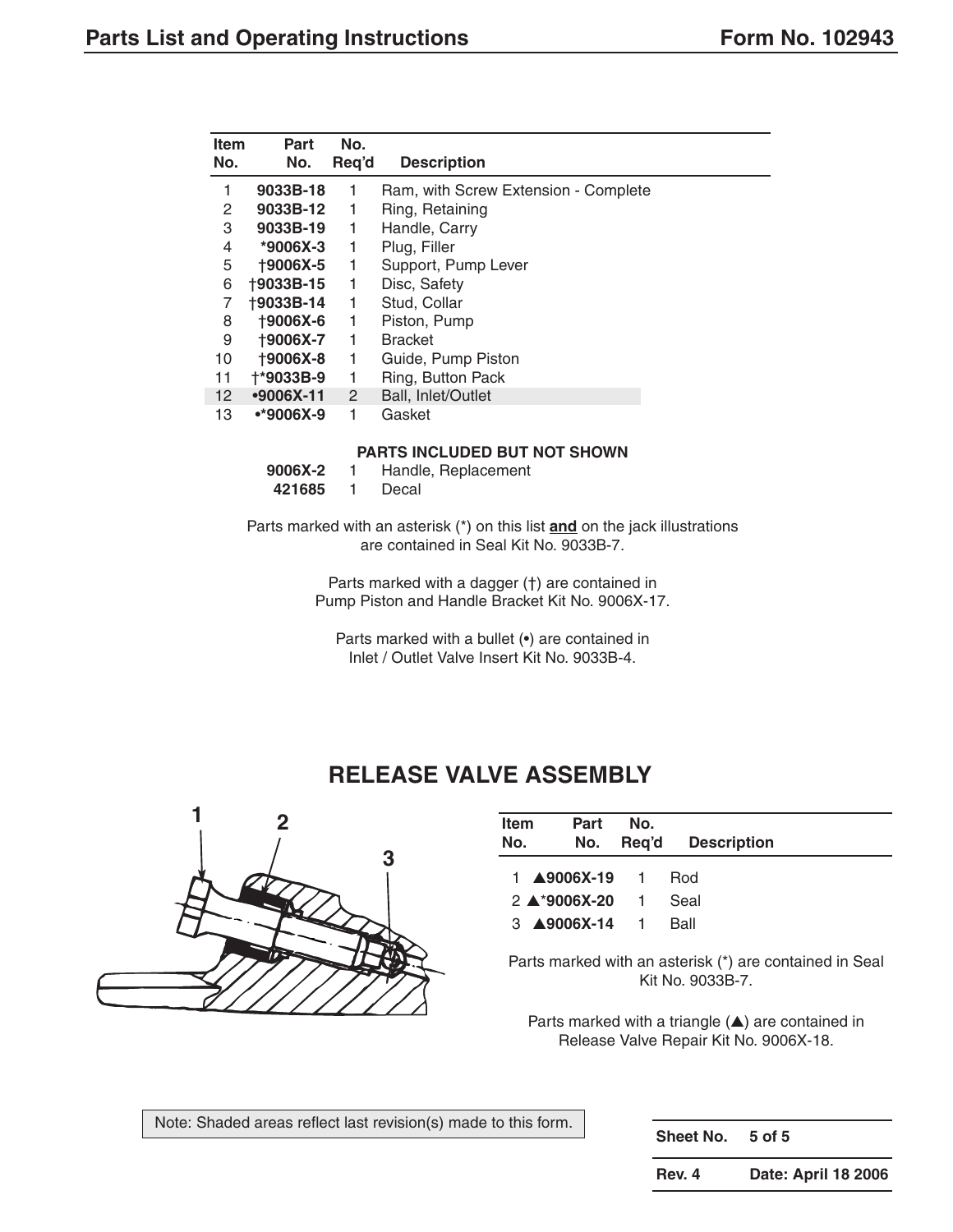| Item No. | Part No. | No. Req'd | Description |
|---|---|---|---|
| 1 | **9033B-18** | 1 | Ram, with Screw Extension - Complete |
| 2 | **9033B-12** | 1 | Ring, Retaining |
| 3 | **9033B-19** | 1 | Handle, Carry |
| 4 | ***9006X-3** | 1 | Plug, Filler |
| 5 | **†9006X-5** | 1 | Support, Pump Lever |
| 6 | **†9033B-15** | 1 | Disc, Safety |
| 7 | **†9033B-14** | 1 | Stud, Collar |
| 8 | **†9006X-6** | 1 | Piston, Pump |
| 9 | **†9006X-7** | 1 | Bracket |
| 10 | **†9006X-8** | 1 | Guide, Pump Piston |
| 11 | **†*9033B-9** | 1 | Ring, Button Pack |
| 12 | **•9006X-11** | 2 | Ball, Inlet/Outlet |
| 13 | **•*9006X-9** | 1 | Gasket |
| | | | **PARTS INCLUDED BUT NOT SHOWN** |
| | **9006X-2** | 1 | Handle, Replacement |
| | **421685** | 1 | Decal |

Parts marked with an asterisk (*) on this list **and** on the jack illustrations are contained in Seal Kit No. 9033B-7.

Parts marked with a dagger (†) are contained in Pump Piston and Handle Bracket Kit No. 9006X-17.

Parts marked with a bullet (•) are contained in Inlet / Outlet Valve Insert Kit No. 9033B-4.

## RELEASE VALVE ASSEMBLY

1
2
3

| Item No. | Part No. | No. Req'd | Description |
|---|---|---|---|
| 1 | **▲9006X-19** | 1 | Rod |
| 2 | **▲*9006X-20** | 1 | Seal |
| 3 | **▲9006X-14** | 1 | Ball |

Parts marked with an asterisk (*) are contained in Seal Kit No. 9033B-7.

Parts marked with a triangle (▲) are contained in Release Valve Repair Kit No. 9006X-18.

Note: Shaded areas reflect last revision(s) made to this form.

| | |
|---|---|
| **Sheet No.** | **5 of 5** |
| **Rev. 4** | **Date: April 18 2006** |